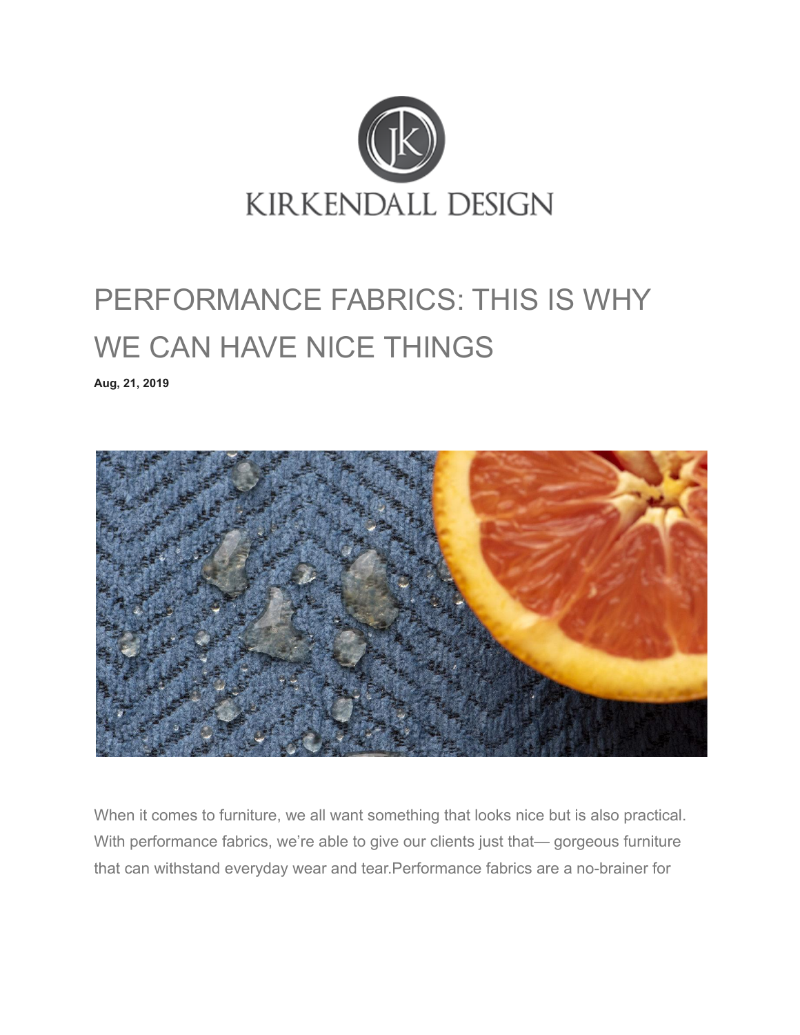KIRKENDALL DESIGN

# PERFORMANCE FABRICS: THIS IS WHY WE CAN HAVE NICE THINGS

**Aug, 21, 2019**

When it comes to furniture, we all want something that looks nice but is also practical. With performance fabrics, we're able to give our clients just that— gorgeous furniture that can withstand everyday wear and tear.Performance fabrics are a no-brainer for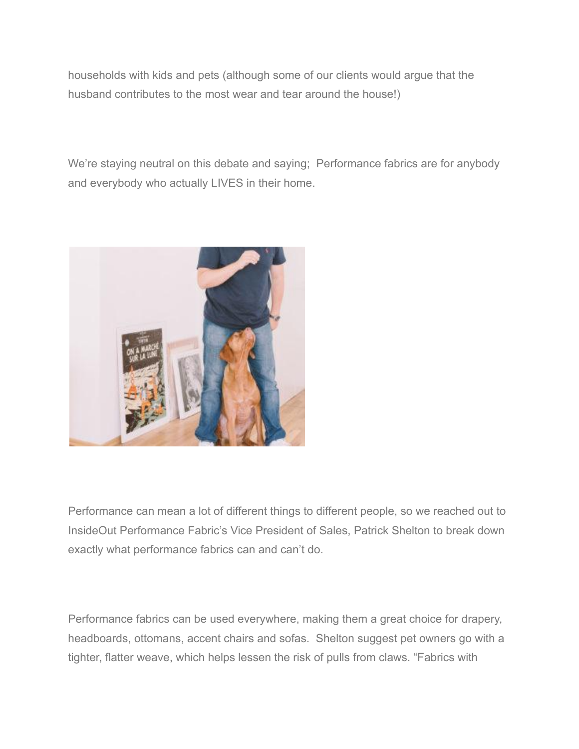households with kids and pets (although some of our clients would argue that the husband contributes to the most wear and tear around the house!)

We're staying neutral on this debate and saying;  Performance fabrics are for anybody and everybody who actually LIVES in their home.

Performance can mean a lot of different things to different people, so we reached out to InsideOut Performance Fabric's Vice President of Sales, Patrick Shelton to break down exactly what performance fabrics can and can't do.

Performance fabrics can be used everywhere, making them a great choice for drapery, headboards, ottomans, accent chairs and sofas.  Shelton suggest pet owners go with a tighter, flatter weave, which helps lessen the risk of pulls from claws. "Fabrics with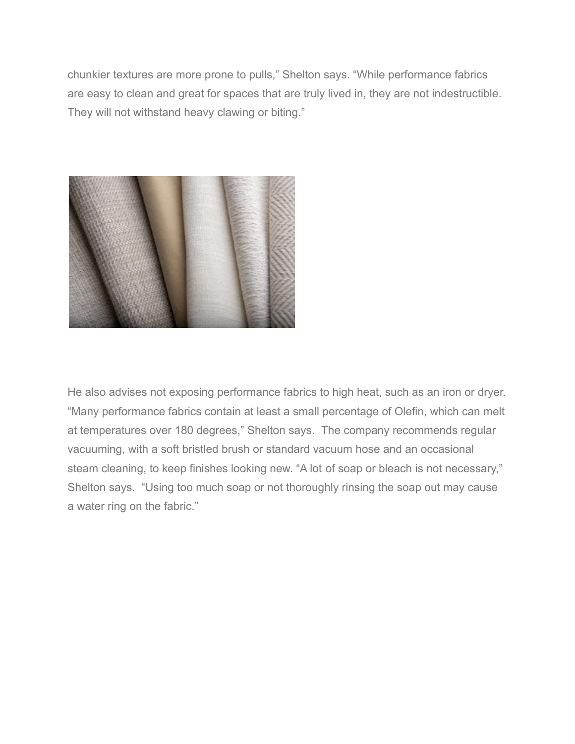chunkier textures are more prone to pulls," Shelton says. "While performance fabrics are easy to clean and great for spaces that are truly lived in, they are not indestructible. They will not withstand heavy clawing or biting."

He also advises not exposing performance fabrics to high heat, such as an iron or dryer. "Many performance fabrics contain at least a small percentage of Olefin, which can melt at temperatures over 180 degrees," Shelton says. The company recommends regular vacuuming, with a soft bristled brush or standard vacuum hose and an occasional steam cleaning, to keep finishes looking new. "A lot of soap or bleach is not necessary," Shelton says. "Using too much soap or not thoroughly rinsing the soap out may cause a water ring on the fabric."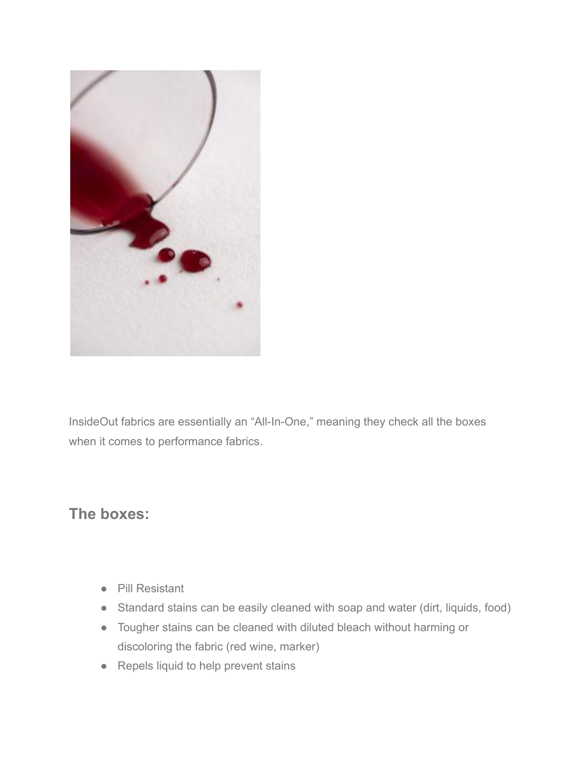InsideOut fabrics are essentially an "All-In-One," meaning they check all the boxes when it comes to performance fabrics.

## The boxes:

- Pill Resistant
- Standard stains can be easily cleaned with soap and water (dirt, liquids, food)
- Tougher stains can be cleaned with diluted bleach without harming or discoloring the fabric (red wine, marker)
- Repels liquid to help prevent stains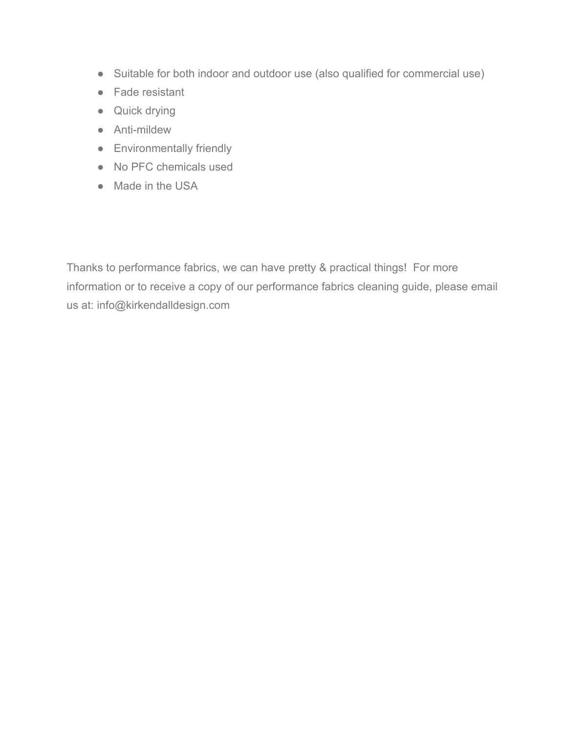- Suitable for both indoor and outdoor use (also qualified for commercial use)
- Fade resistant
- Quick drying
- Anti-mildew
- Environmentally friendly
- No PFC chemicals used
- Made in the USA

Thanks to performance fabrics, we can have pretty & practical things!  For more information or to receive a copy of our performance fabrics cleaning guide, please email us at: info@kirkendalldesign.com